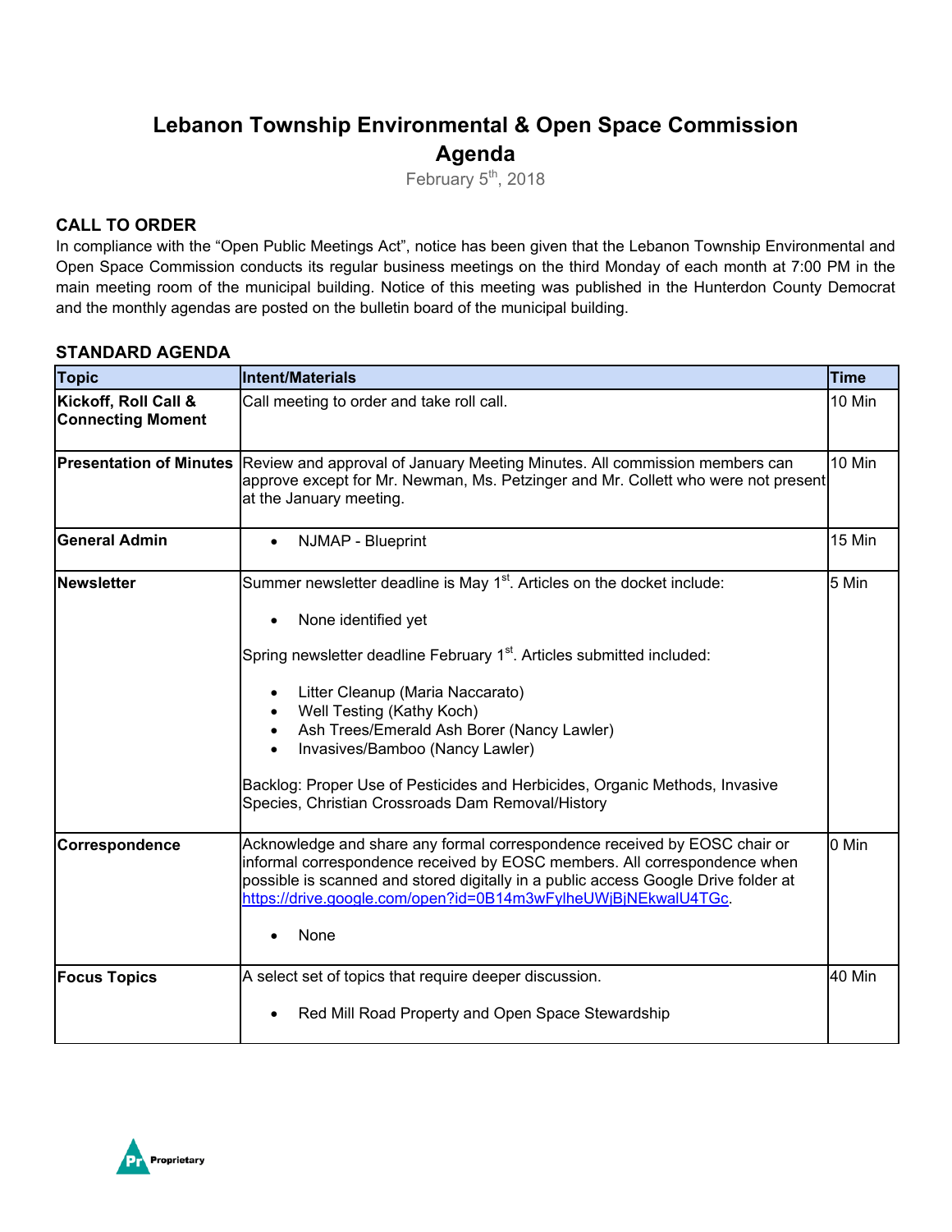# Lebanon Township Environmental & Open Space Commission Agenda

February 5th, 2018

## CALL TO ORDER

In compliance with the "Open Public Meetings Act", notice has been given that the Lebanon Township Environmental and Open Space Commission conducts its regular business meetings on the third Monday of each month at 7:00 PM in the main meeting room of the municipal building. Notice of this meeting was published in the Hunterdon County Democrat and the monthly agendas are posted on the bulletin board of the municipal building.

## STANDARD AGENDA

| Topic | Intent/Materials | Time |
|---|---|---|
| **Kickoff, Roll Call & Connecting Moment** | Call meeting to order and take roll call. | 10 Min |
| **Presentation of Minutes** | Review and approval of January Meeting Minutes. All commission members can approve except for Mr. Newman, Ms. Petzinger and Mr. Collett who were not present at the January meeting. | 10 Min |
| **General Admin** | • NJMAP - Blueprint | 15 Min |
| **Newsletter** | Summer newsletter deadline is May 1st. Articles on the docket include:<br>• None identified yet<br><br>Spring newsletter deadline February 1st. Articles submitted included:<br>• Litter Cleanup (Maria Naccarato)<br>• Well Testing (Kathy Koch)<br>• Ash Trees/Emerald Ash Borer (Nancy Lawler)<br>• Invasives/Bamboo (Nancy Lawler)<br><br>Backlog: Proper Use of Pesticides and Herbicides, Organic Methods, Invasive Species, Christian Crossroads Dam Removal/History | 5 Min |
| **Correspondence** | Acknowledge and share any formal correspondence received by EOSC chair or informal correspondence received by EOSC members. All correspondence when possible is scanned and stored digitally in a public access Google Drive folder at https://drive.google.com/open?id=0B14m3wFylheUWjBjNEkwalU4TGc.<br>• None | 0 Min |
| **Focus Topics** | A select set of topics that require deeper discussion.<br>• Red Mill Road Property and Open Space Stewardship | 40 Min |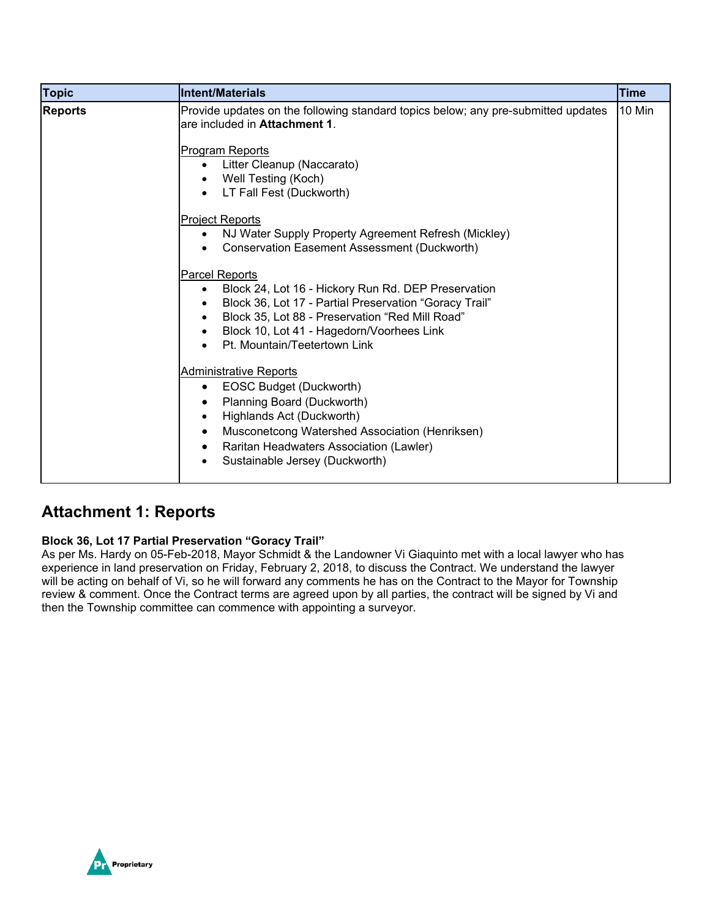| Topic | Intent/Materials | Time |
|---|---|---|
| **Reports** | Provide updates on the following standard topics below; any pre-submitted updates are included in **Attachment 1**.<br><br>Program Reports<br>• Litter Cleanup (Naccarato)<br>• Well Testing (Koch)<br>• LT Fall Fest (Duckworth)<br><br>Project Reports<br>• NJ Water Supply Property Agreement Refresh (Mickley)<br>• Conservation Easement Assessment (Duckworth)<br><br>Parcel Reports<br>• Block 24, Lot 16 - Hickory Run Rd. DEP Preservation<br>• Block 36, Lot 17 - Partial Preservation "Goracy Trail"<br>• Block 35, Lot 88 - Preservation "Red Mill Road"<br>• Block 10, Lot 41 - Hagedorn/Voorhees Link<br>• Pt. Mountain/Teetertown Link<br><br>Administrative Reports<br>• EOSC Budget (Duckworth)<br>• Planning Board (Duckworth)<br>• Highlands Act (Duckworth)<br>• Musconetcong Watershed Association (Henriksen)<br>• Raritan Headwaters Association (Lawler)<br>• Sustainable Jersey (Duckworth) | 10 Min |

## Attachment 1: Reports

**Block 36, Lot 17 Partial Preservation "Goracy Trail"**

As per Ms. Hardy on 05-Feb-2018, Mayor Schmidt & the Landowner Vi Giaquinto met with a local lawyer who has experience in land preservation on Friday, February 2, 2018, to discuss the Contract. We understand the lawyer will be acting on behalf of Vi, so he will forward any comments he has on the Contract to the Mayor for Township review & comment. Once the Contract terms are agreed upon by all parties, the contract will be signed by Vi and then the Township committee can commence with appointing a surveyor.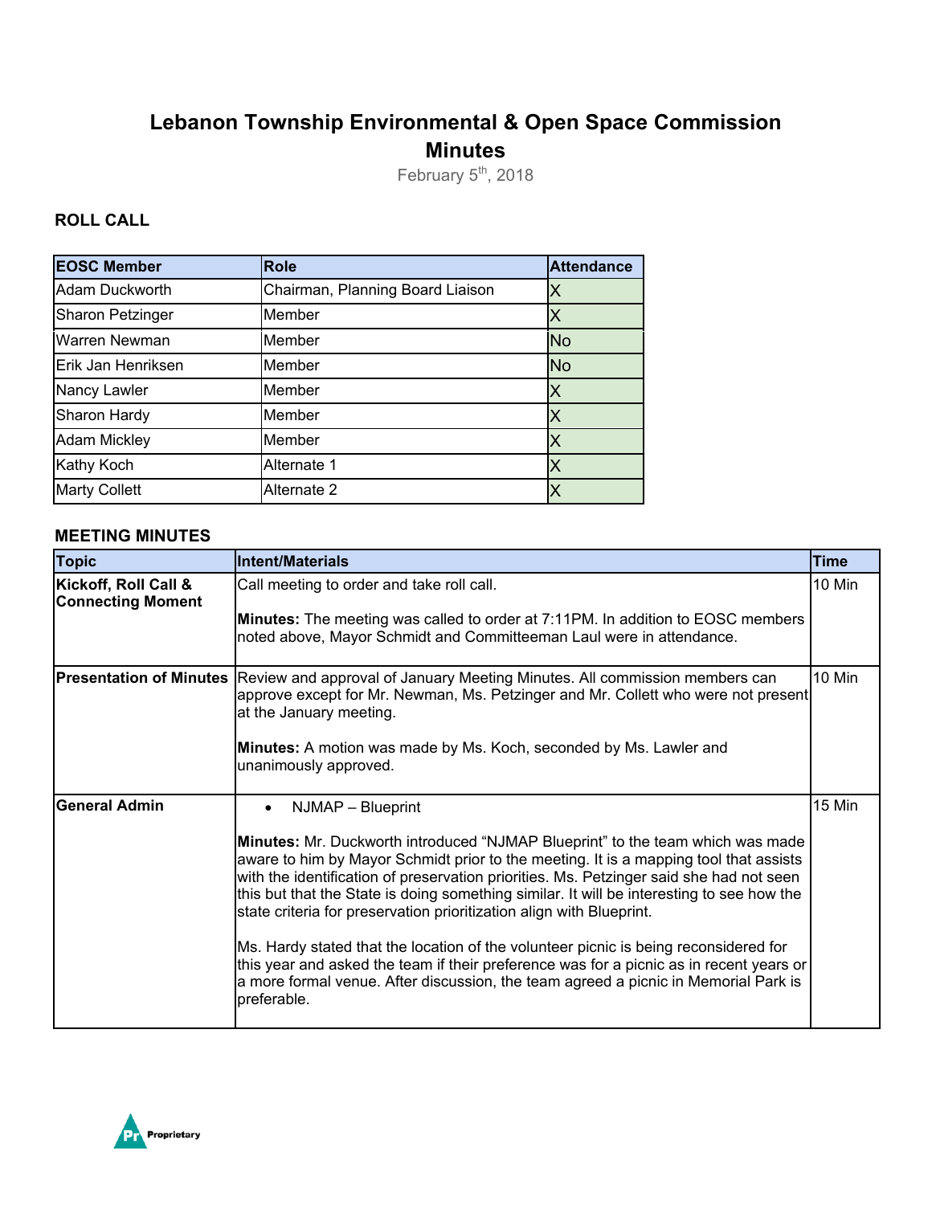# Lebanon Township Environmental & Open Space Commission Minutes

February 5th, 2018

### ROLL CALL

| EOSC Member | Role | Attendance |
|---|---|---|
| Adam Duckworth | Chairman, Planning Board Liaison | X |
| Sharon Petzinger | Member | X |
| Warren Newman | Member | No |
| Erik Jan Henriksen | Member | No |
| Nancy Lawler | Member | X |
| Sharon Hardy | Member | X |
| Adam Mickley | Member | X |
| Kathy Koch | Alternate 1 | X |
| Marty Collett | Alternate 2 | X |

### MEETING MINUTES

| Topic | Intent/Materials | Time |
|---|---|---|
| **Kickoff, Roll Call & Connecting Moment** | Call meeting to order and take roll call.<br><br>**Minutes:** The meeting was called to order at 7:11PM. In addition to EOSC members noted above, Mayor Schmidt and Committeeman Laul were in attendance. | 10 Min |
| **Presentation of Minutes** | Review and approval of January Meeting Minutes. All commission members can approve except for Mr. Newman, Ms. Petzinger and Mr. Collett who were not present at the January meeting.<br><br>**Minutes:** A motion was made by Ms. Koch, seconded by Ms. Lawler and unanimously approved. | 10 Min |
| **General Admin** | • NJMAP – Blueprint<br><br>**Minutes:** Mr. Duckworth introduced "NJMAP Blueprint" to the team which was made aware to him by Mayor Schmidt prior to the meeting. It is a mapping tool that assists with the identification of preservation priorities. Ms. Petzinger said she had not seen this but that the State is doing something similar. It will be interesting to see how the state criteria for preservation prioritization align with Blueprint.<br><br>Ms. Hardy stated that the location of the volunteer picnic is being reconsidered for this year and asked the team if their preference was for a picnic as in recent years or a more formal venue. After discussion, the team agreed a picnic in Memorial Park is preferable. | 15 Min |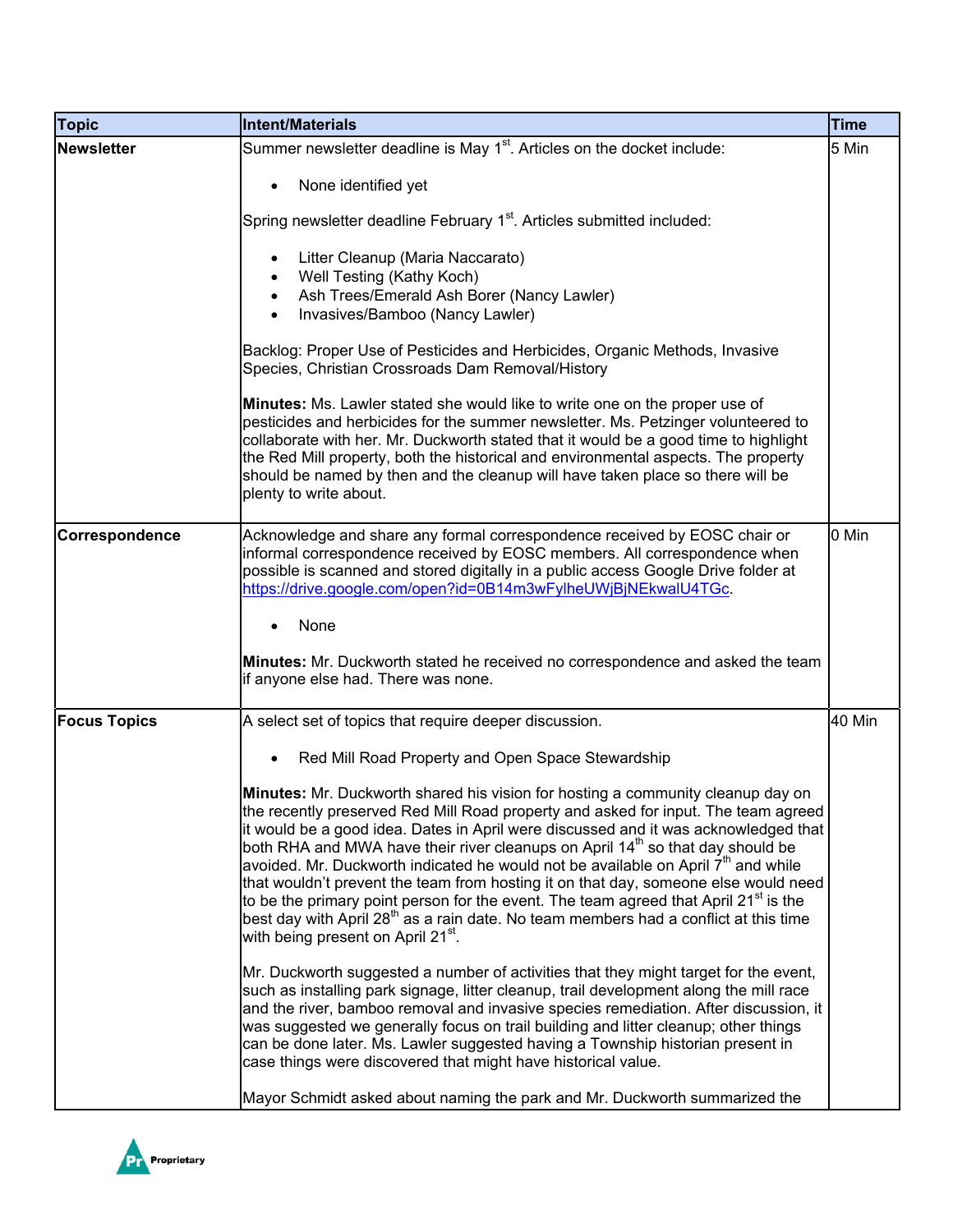| Topic | Intent/Materials | Time |
| --- | --- | --- |
| **Newsletter** | Summer newsletter deadline is May 1st. Articles on the docket include:<br><br>• None identified yet<br><br>Spring newsletter deadline February 1st. Articles submitted included:<br><br>• Litter Cleanup (Maria Naccarato)<br>• Well Testing (Kathy Koch)<br>• Ash Trees/Emerald Ash Borer (Nancy Lawler)<br>• Invasives/Bamboo (Nancy Lawler)<br><br>Backlog: Proper Use of Pesticides and Herbicides, Organic Methods, Invasive Species, Christian Crossroads Dam Removal/History<br><br>**Minutes:** Ms. Lawler stated she would like to write one on the proper use of pesticides and herbicides for the summer newsletter. Ms. Petzinger volunteered to collaborate with her. Mr. Duckworth stated that it would be a good time to highlight the Red Mill property, both the historical and environmental aspects. The property should be named by then and the cleanup will have taken place so there will be plenty to write about. | 5 Min |
| **Correspondence** | Acknowledge and share any formal correspondence received by EOSC chair or informal correspondence received by EOSC members. All correspondence when possible is scanned and stored digitally in a public access Google Drive folder at https://drive.google.com/open?id=0B14m3wFylheUWjBjNEkwalU4TGc.<br><br>• None<br><br>**Minutes:** Mr. Duckworth stated he received no correspondence and asked the team if anyone else had. There was none. | 0 Min |
| **Focus Topics** | A select set of topics that require deeper discussion.<br><br>• Red Mill Road Property and Open Space Stewardship<br><br>**Minutes:** Mr. Duckworth shared his vision for hosting a community cleanup day on the recently preserved Red Mill Road property and asked for input. The team agreed it would be a good idea. Dates in April were discussed and it was acknowledged that both RHA and MWA have their river cleanups on April 14th so that day should be avoided. Mr. Duckworth indicated he would not be available on April 7th and while that wouldn't prevent the team from hosting it on that day, someone else would need to be the primary point person for the event. The team agreed that April 21st is the best day with April 28th as a rain date. No team members had a conflict at this time with being present on April 21st.<br><br>Mr. Duckworth suggested a number of activities that they might target for the event, such as installing park signage, litter cleanup, trail development along the mill race and the river, bamboo removal and invasive species remediation. After discussion, it was suggested we generally focus on trail building and litter cleanup; other things can be done later. Ms. Lawler suggested having a Township historian present in case things were discovered that might have historical value.<br><br>Mayor Schmidt asked about naming the park and Mr. Duckworth summarized the | 40 Min |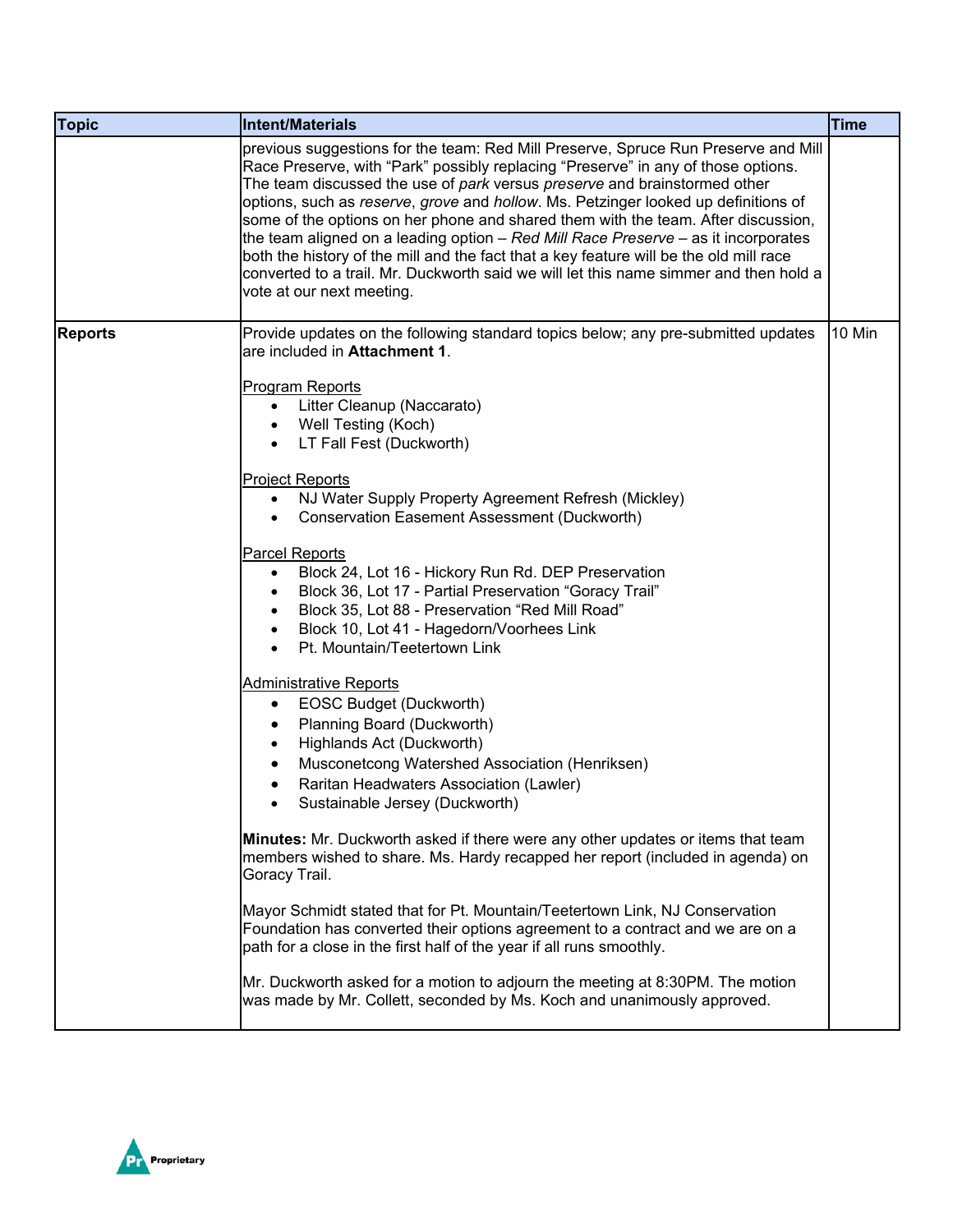| Topic | Intent/Materials | Time |
|---|---|---|
| | previous suggestions for the team: Red Mill Preserve, Spruce Run Preserve and Mill Race Preserve, with "Park" possibly replacing "Preserve" in any of those options. The team discussed the use of *park* versus *preserve* and brainstormed other options, such as *reserve*, *grove* and *hollow*. Ms. Petzinger looked up definitions of some of the options on her phone and shared them with the team. After discussion, the team aligned on a leading option – *Red Mill Race Preserve* – as it incorporates both the history of the mill and the fact that a key feature will be the old mill race converted to a trail. Mr. Duckworth said we will let this name simmer and then hold a vote at our next meeting. | |
| **Reports** | Provide updates on the following standard topics below; any pre-submitted updates are included in **Attachment 1**.<br><br>Program Reports<br>• Litter Cleanup (Naccarato)<br>• Well Testing (Koch)<br>• LT Fall Fest (Duckworth)<br><br>Project Reports<br>• NJ Water Supply Property Agreement Refresh (Mickley)<br>• Conservation Easement Assessment (Duckworth)<br><br>Parcel Reports<br>• Block 24, Lot 16 - Hickory Run Rd. DEP Preservation<br>• Block 36, Lot 17 - Partial Preservation "Goracy Trail"<br>• Block 35, Lot 88 - Preservation "Red Mill Road"<br>• Block 10, Lot 41 - Hagedorn/Voorhees Link<br>• Pt. Mountain/Teetertown Link<br><br>Administrative Reports<br>• EOSC Budget (Duckworth)<br>• Planning Board (Duckworth)<br>• Highlands Act (Duckworth)<br>• Musconetcong Watershed Association (Henriksen)<br>• Raritan Headwaters Association (Lawler)<br>• Sustainable Jersey (Duckworth)<br><br>**Minutes:** Mr. Duckworth asked if there were any other updates or items that team members wished to share. Ms. Hardy recapped her report (included in agenda) on Goracy Trail.<br><br>Mayor Schmidt stated that for Pt. Mountain/Teetertown Link, NJ Conservation Foundation has converted their options agreement to a contract and we are on a path for a close in the first half of the year if all runs smoothly.<br><br>Mr. Duckworth asked for a motion to adjourn the meeting at 8:30PM. The motion was made by Mr. Collett, seconded by Ms. Koch and unanimously approved. | 10 Min |